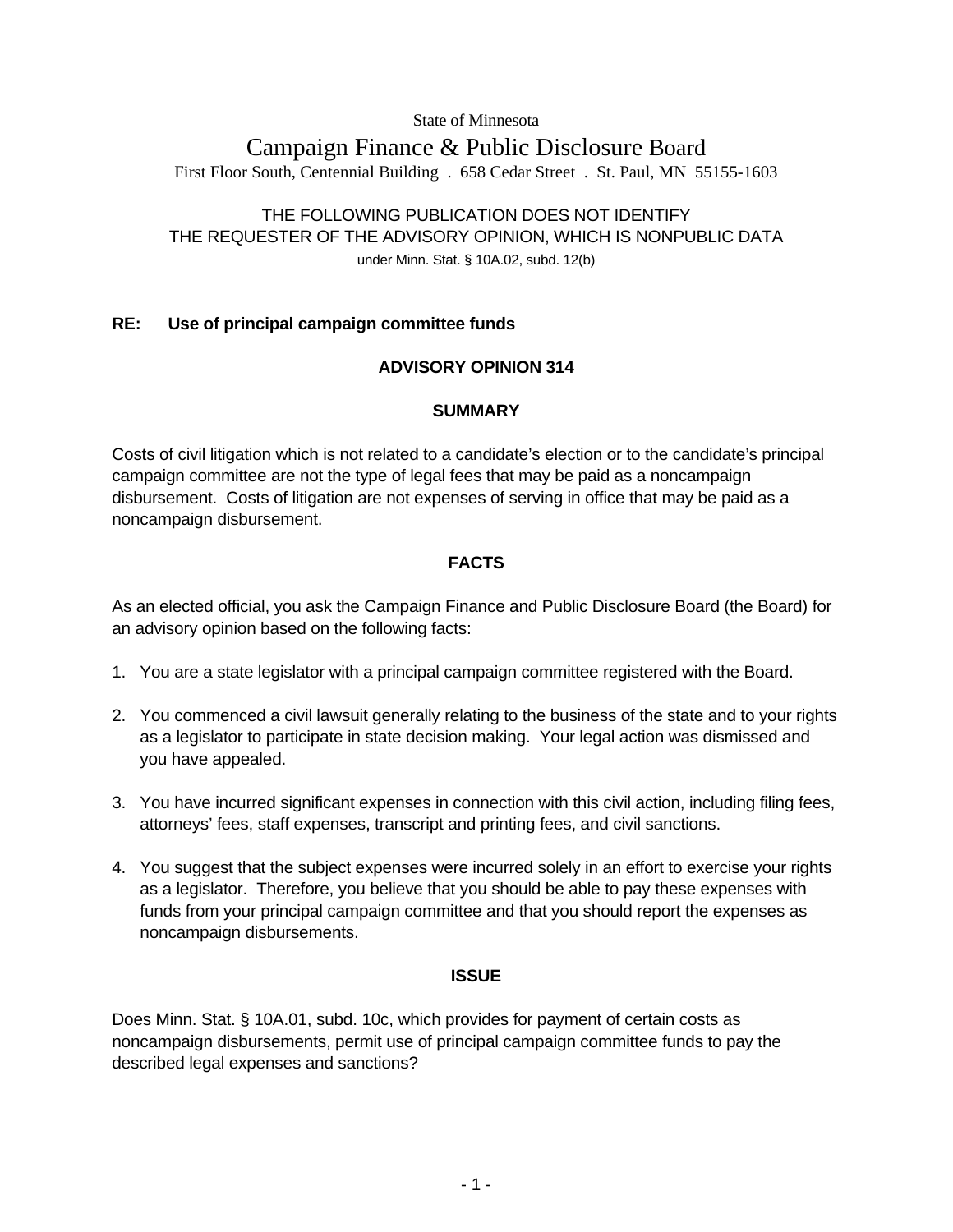State of Minnesota

# Campaign Finance & Public Disclosure Board

First Floor South, Centennial Building . 658 Cedar Street . St. Paul, MN 55155-1603

THE FOLLOWING PUBLICATION DOES NOT IDENTIFY
THE REQUESTER OF THE ADVISORY OPINION, WHICH IS NONPUBLIC DATA
under Minn. Stat. § 10A.02, subd. 12(b)

**RE: Use of principal campaign committee funds**

## ADVISORY OPINION 314

### SUMMARY

Costs of civil litigation which is not related to a candidate's election or to the candidate's principal campaign committee are not the type of legal fees that may be paid as a noncampaign disbursement. Costs of litigation are not expenses of serving in office that may be paid as a noncampaign disbursement.

### FACTS

As an elected official, you ask the Campaign Finance and Public Disclosure Board (the Board) for an advisory opinion based on the following facts:

1. You are a state legislator with a principal campaign committee registered with the Board.
2. You commenced a civil lawsuit generally relating to the business of the state and to your rights as a legislator to participate in state decision making. Your legal action was dismissed and you have appealed.
3. You have incurred significant expenses in connection with this civil action, including filing fees, attorneys' fees, staff expenses, transcript and printing fees, and civil sanctions.
4. You suggest that the subject expenses were incurred solely in an effort to exercise your rights as a legislator. Therefore, you believe that you should be able to pay these expenses with funds from your principal campaign committee and that you should report the expenses as noncampaign disbursements.

### ISSUE

Does Minn. Stat. § 10A.01, subd. 10c, which provides for payment of certain costs as noncampaign disbursements, permit use of principal campaign committee funds to pay the described legal expenses and sanctions?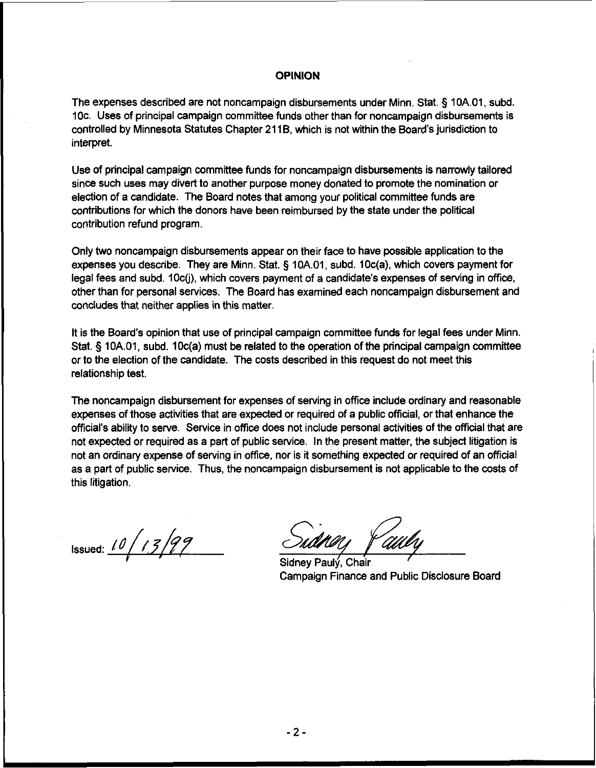## OPINION

The expenses described are not noncampaign disbursements under Minn. Stat. § 10A.01, subd. 10c. Uses of principal campaign committee funds other than for noncampaign disbursements is controlled by Minnesota Statutes Chapter 211B, which is not within the Board's jurisdiction to interpret.

Use of principal campaign committee funds for noncampaign disbursements is narrowly tailored since such uses may divert to another purpose money donated to promote the nomination or election of a candidate. The Board notes that among your political committee funds are contributions for which the donors have been reimbursed by the state under the political contribution refund program.

Only two noncampaign disbursements appear on their face to have possible application to the expenses you describe. They are Minn. Stat. § 10A.01, subd. 10c(a), which covers payment for legal fees and subd. 10c(j), which covers payment of a candidate's expenses of serving in office, other than for personal services. The Board has examined each noncampaign disbursement and concludes that neither applies in this matter.

It is the Board's opinion that use of principal campaign committee funds for legal fees under Minn. Stat. § 10A.01, subd. 10c(a) must be related to the operation of the principal campaign committee or to the election of the candidate. The costs described in this request do not meet this relationship test.

The noncampaign disbursement for expenses of serving in office include ordinary and reasonable expenses of those activities that are expected or required of a public official, or that enhance the official's ability to serve. Service in office does not include personal activities of the official that are not expected or required as a part of public service. In the present matter, the subject litigation is not an ordinary expense of serving in office, nor is it something expected or required of an official as a part of public service. Thus, the noncampaign disbursement is not applicable to the costs of this litigation.

Issued: 10/13/99

Sidney Pauly, Chair
Campaign Finance and Public Disclosure Board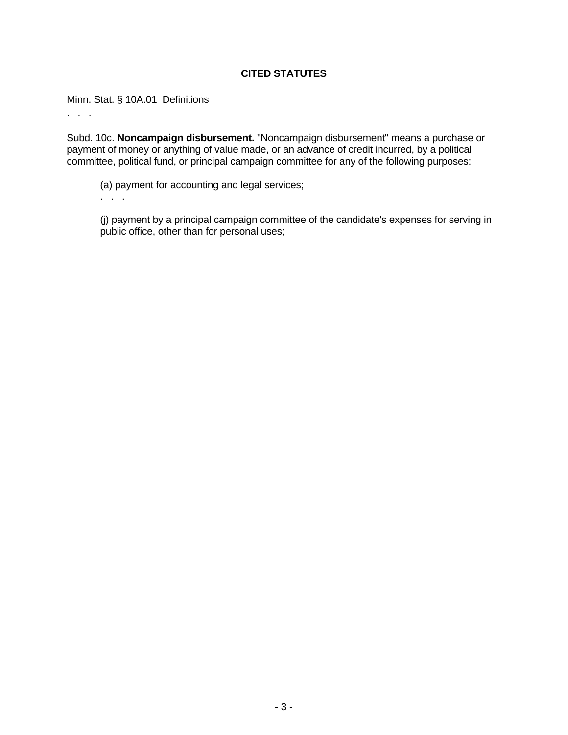## CITED STATUTES

Minn. Stat. § 10A.01 Definitions

. . .

Subd. 10c. **Noncampaign disbursement.** "Noncampaign disbursement" means a purchase or payment of money or anything of value made, or an advance of credit incurred, by a political committee, political fund, or principal campaign committee for any of the following purposes:

(a) payment for accounting and legal services;

. . .

(j) payment by a principal campaign committee of the candidate's expenses for serving in public office, other than for personal uses;